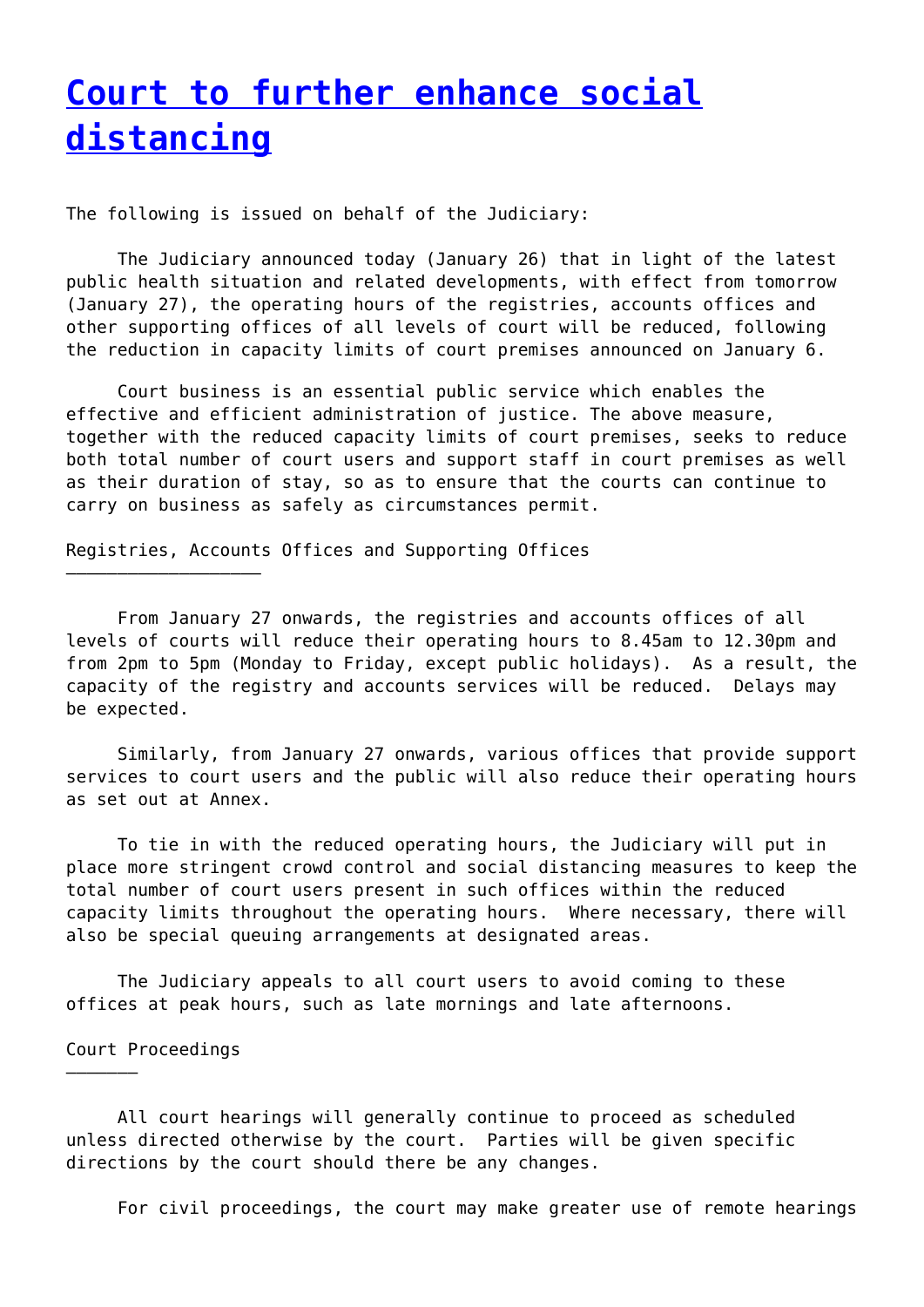# Court to further enhance social distancing

The following is issued on behalf of the Judiciary:

The Judiciary announced today (January 26) that in light of the latest public health situation and related developments, with effect from tomorrow (January 27), the operating hours of the registries, accounts offices and other supporting offices of all levels of court will be reduced, following the reduction in capacity limits of court premises announced on January 6.

Court business is an essential public service which enables the effective and efficient administration of justice. The above measure, together with the reduced capacity limits of court premises, seeks to reduce both total number of court users and support staff in court premises as well as their duration of stay, so as to ensure that the courts can continue to carry on business as safely as circumstances permit.

## Registries, Accounts Offices and Supporting Offices

From January 27 onwards, the registries and accounts offices of all levels of courts will reduce their operating hours to 8.45am to 12.30pm and from 2pm to 5pm (Monday to Friday, except public holidays). As a result, the capacity of the registry and accounts services will be reduced. Delays may be expected.

Similarly, from January 27 onwards, various offices that provide support services to court users and the public will also reduce their operating hours as set out at Annex.

To tie in with the reduced operating hours, the Judiciary will put in place more stringent crowd control and social distancing measures to keep the total number of court users present in such offices within the reduced capacity limits throughout the operating hours. Where necessary, there will also be special queuing arrangements at designated areas.

The Judiciary appeals to all court users to avoid coming to these offices at peak hours, such as late mornings and late afternoons.

## Court Proceedings

All court hearings will generally continue to proceed as scheduled unless directed otherwise by the court. Parties will be given specific directions by the court should there be any changes.

For civil proceedings, the court may make greater use of remote hearings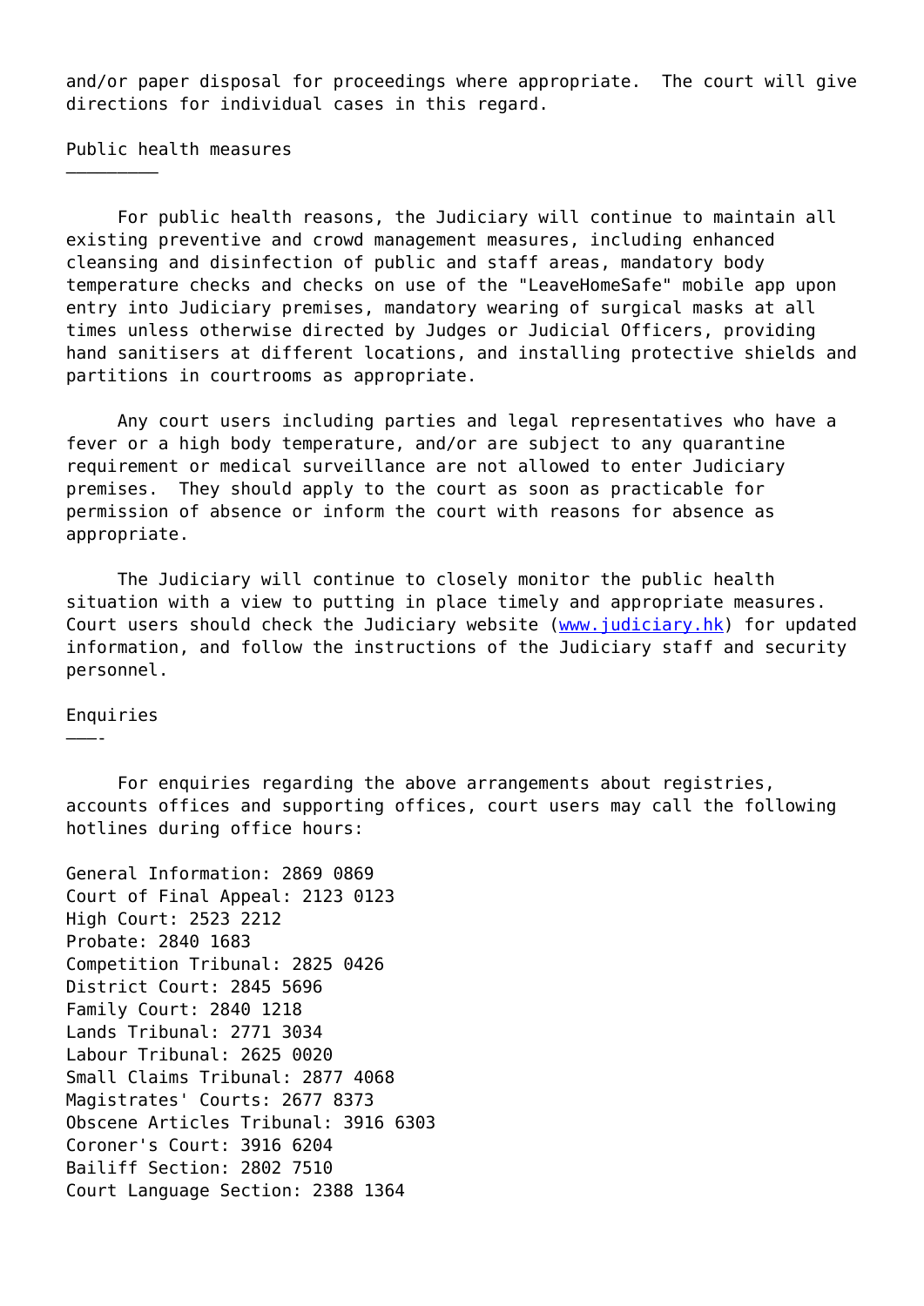and/or paper disposal for proceedings where appropriate. The court will give directions for individual cases in this regard.

## Public health measures

For public health reasons, the Judiciary will continue to maintain all existing preventive and crowd management measures, including enhanced cleansing and disinfection of public and staff areas, mandatory body temperature checks and checks on use of the "LeaveHomeSafe" mobile app upon entry into Judiciary premises, mandatory wearing of surgical masks at all times unless otherwise directed by Judges or Judicial Officers, providing hand sanitisers at different locations, and installing protective shields and partitions in courtrooms as appropriate.

Any court users including parties and legal representatives who have a fever or a high body temperature, and/or are subject to any quarantine requirement or medical surveillance are not allowed to enter Judiciary premises. They should apply to the court as soon as practicable for permission of absence or inform the court with reasons for absence as appropriate.

The Judiciary will continue to closely monitor the public health situation with a view to putting in place timely and appropriate measures. Court users should check the Judiciary website (www.judiciary.hk) for updated information, and follow the instructions of the Judiciary staff and security personnel.

## Enquiries

For enquiries regarding the above arrangements about registries, accounts offices and supporting offices, court users may call the following hotlines during office hours:

General Information: 2869 0869
Court of Final Appeal: 2123 0123
High Court: 2523 2212
Probate: 2840 1683
Competition Tribunal: 2825 0426
District Court: 2845 5696
Family Court: 2840 1218
Lands Tribunal: 2771 3034
Labour Tribunal: 2625 0020
Small Claims Tribunal: 2877 4068
Magistrates' Courts: 2677 8373
Obscene Articles Tribunal: 3916 6303
Coroner's Court: 3916 6204
Bailiff Section: 2802 7510
Court Language Section: 2388 1364